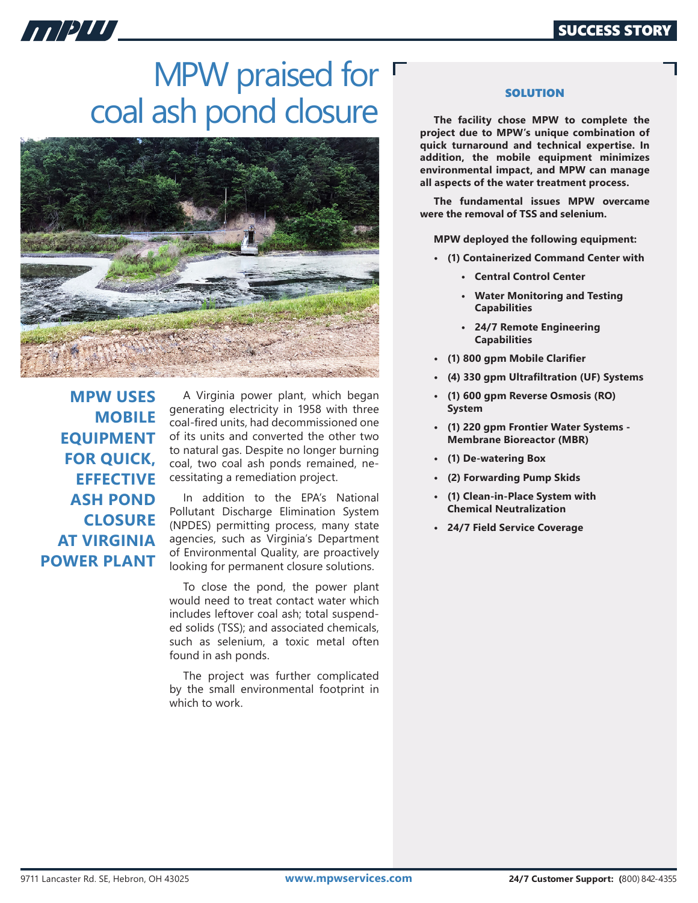# MPW praised for coal ash pond closure

## MPW USES MOBILE EQUIPMENT FOR QUICK, EFFECTIVE ASH POND CLOSURE AT VIRGINIA POWER PLANT

A Virginia power plant, which began generating electricity in 1958 with three coal-fired units, had decommissioned one of its units and converted the other two to natural gas. Despite no longer burning coal, two coal ash ponds remained, necessitating a remediation project.

In addition to the EPA's National Pollutant Discharge Elimination System (NPDES) permitting process, many state agencies, such as Virginia's Department of Environmental Quality, are proactively looking for permanent closure solutions.

To close the pond, the power plant would need to treat contact water which includes leftover coal ash; total suspended solids (TSS); and associated chemicals, such as selenium, a toxic metal often found in ash ponds.

The project was further complicated by the small environmental footprint in which to work.

### SOLUTION

**The facility chose MPW to complete the project due to MPW's unique combination of quick turnaround and technical expertise. In addition, the mobile equipment minimizes environmental impact, and MPW can manage all aspects of the water treatment process.**

**The fundamental issues MPW overcame were the removal of TSS and selenium.**

**MPW deployed the following equipment:**

- **(1) Containerized Command Center with**
  - **Central Control Center**
  - **Water Monitoring and Testing Capabilities**
  - **24/7 Remote Engineering Capabilities**
- **(1) 800 gpm Mobile Clarifier**
- **(4) 330 gpm Ultrafiltration (UF) Systems**
- **(1) 600 gpm Reverse Osmosis (RO) System**
- **(1) 220 gpm Frontier Water Systems - Membrane Bioreactor (MBR)**
- **(1) De-watering Box**
- **(2) Forwarding Pump Skids**
- **(1) Clean-in-Place System with Chemical Neutralization**
- **24/7 Field Service Coverage**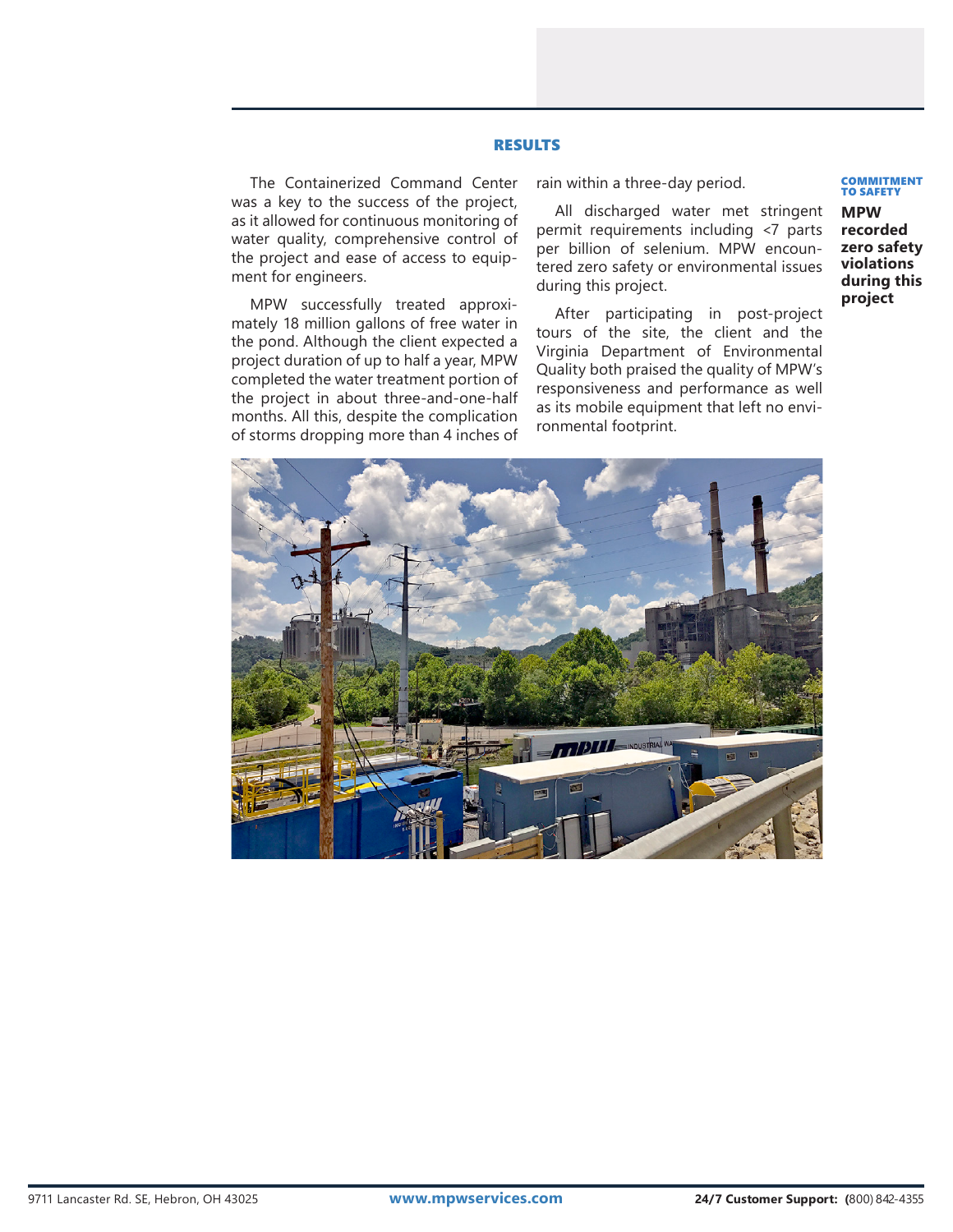## RESULTS

The Containerized Command Center was a key to the success of the project, as it allowed for continuous monitoring of water quality, comprehensive control of the project and ease of access to equipment for engineers.

MPW successfully treated approximately 18 million gallons of free water in the pond. Although the client expected a project duration of up to half a year, MPW completed the water treatment portion of the project in about three-and-one-half months. All this, despite the complication of storms dropping more than 4 inches of rain within a three-day period.

All discharged water met stringent permit requirements including <7 parts per billion of selenium. MPW encountered zero safety or environmental issues during this project.

After participating in post-project tours of the site, the client and the Virginia Department of Environmental Quality both praised the quality of MPW's responsiveness and performance as well as its mobile equipment that left no environmental footprint.

**COMMITMENT TO SAFETY**

**MPW recorded zero safety violations during this project**

9711 Lancaster Rd. SE, Hebron, OH 43025 | **www.mpwservices.com** | **24/7 Customer Support:** (800) 842-4355